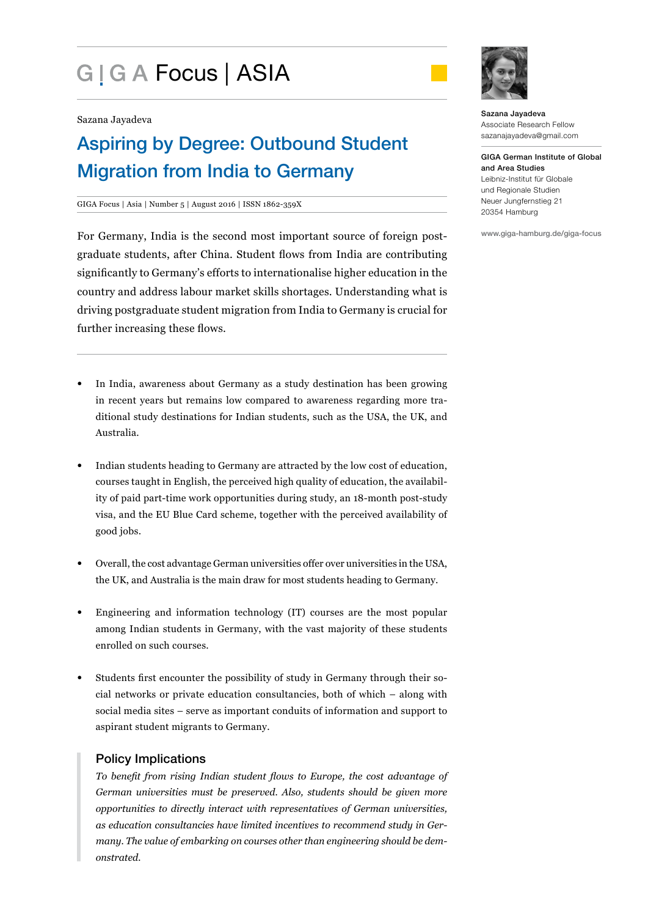GIGA Focus | ASIA

Sazana Jayadeva

# Aspiring by Degree: Outbound Student Migration from India to Germany

GIGA Focus | Asia | Number 5 | August 2016 | ISSN 1862-359X

For Germany, India is the second most important source of foreign postgraduate students, after China. Student flows from India are contributing significantly to Germany's efforts to internationalise higher education in the country and address labour market skills shortages. Understanding what is driving postgraduate student migration from India to Germany is crucial for further increasing these flows.

- In India, awareness about Germany as a study destination has been growing in recent years but remains low compared to awareness regarding more traditional study destinations for Indian students, such as the USA, the UK, and Australia.

- Indian students heading to Germany are attracted by the low cost of education, courses taught in English, the perceived high quality of education, the availability of paid part-time work opportunities during study, an 18-month post-study visa, and the EU Blue Card scheme, together with the perceived availability of good jobs.

- Overall, the cost advantage German universities offer over universities in the USA, the UK, and Australia is the main draw for most students heading to Germany.

- Engineering and information technology (IT) courses are the most popular among Indian students in Germany, with the vast majority of these students enrolled on such courses.

- Students first encounter the possibility of study in Germany through their social networks or private education consultancies, both of which – along with social media sites – serve as important conduits of information and support to aspirant student migrants to Germany.

## Policy Implications

*To benefit from rising Indian student flows to Europe, the cost advantage of German universities must be preserved. Also, students should be given more opportunities to directly interact with representatives of German universities, as education consultancies have limited incentives to recommend study in Germany. The value of embarking on courses other than engineering should be demonstrated.*

Sazana Jayadeva
Associate Research Fellow
sazanajayadeva@gmail.com

GIGA German Institute of Global and Area Studies
Leibniz-Institut für Globale und Regionale Studien
Neuer Jungfernstieg 21
20354 Hamburg

www.giga-hamburg.de/giga-focus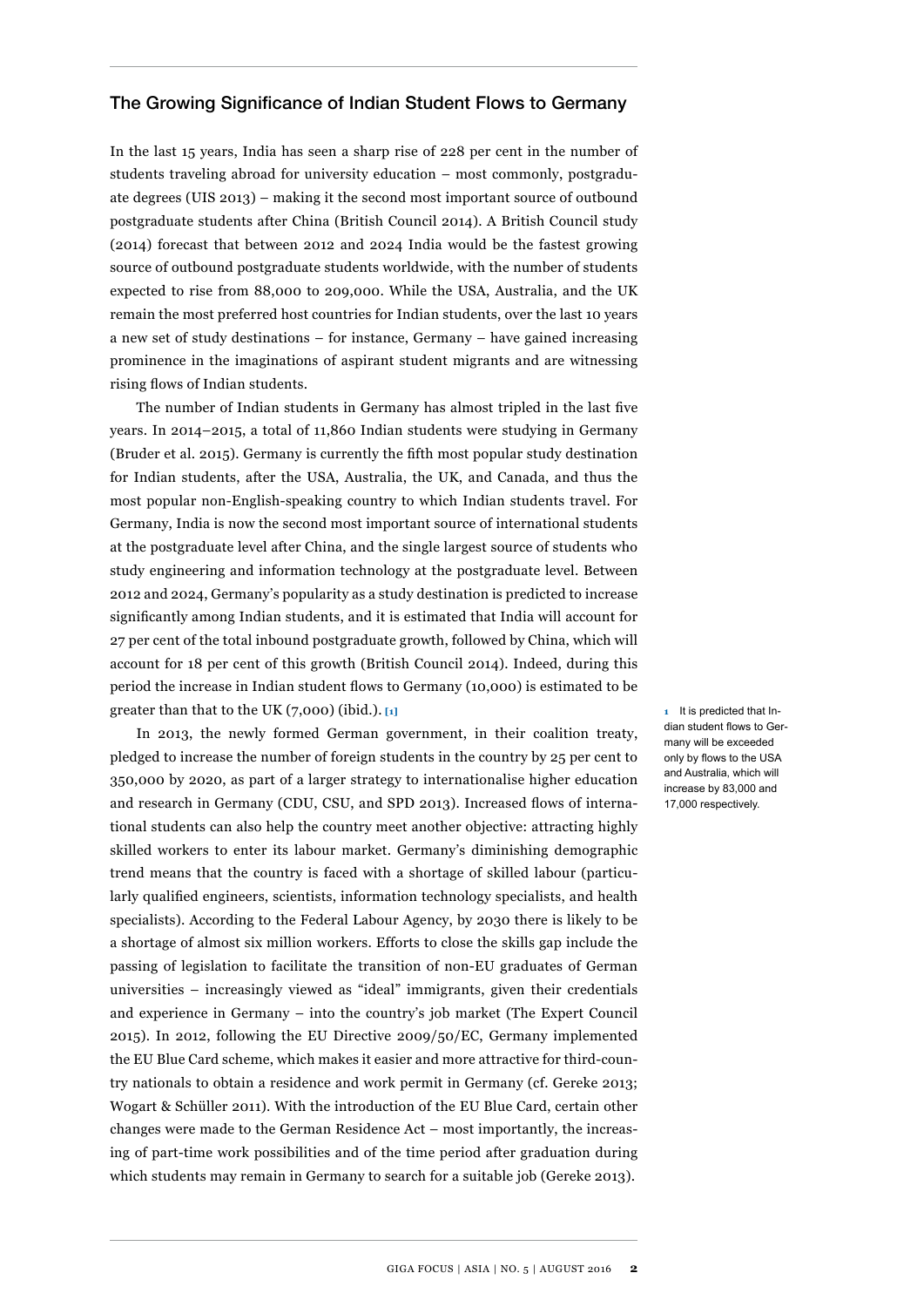## The Growing Significance of Indian Student Flows to Germany

In the last 15 years, India has seen a sharp rise of 228 per cent in the number of students traveling abroad for university education – most commonly, postgraduate degrees (UIS 2013) – making it the second most important source of outbound postgraduate students after China (British Council 2014). A British Council study (2014) forecast that between 2012 and 2024 India would be the fastest growing source of outbound postgraduate students worldwide, with the number of students expected to rise from 88,000 to 209,000. While the USA, Australia, and the UK remain the most preferred host countries for Indian students, over the last 10 years a new set of study destinations – for instance, Germany – have gained increasing prominence in the imaginations of aspirant student migrants and are witnessing rising flows of Indian students.

The number of Indian students in Germany has almost tripled in the last five years. In 2014–2015, a total of 11,860 Indian students were studying in Germany (Bruder et al. 2015). Germany is currently the fifth most popular study destination for Indian students, after the USA, Australia, the UK, and Canada, and thus the most popular non-English-speaking country to which Indian students travel. For Germany, India is now the second most important source of international students at the postgraduate level after China, and the single largest source of students who study engineering and information technology at the postgraduate level. Between 2012 and 2024, Germany's popularity as a study destination is predicted to increase significantly among Indian students, and it is estimated that India will account for 27 per cent of the total inbound postgraduate growth, followed by China, which will account for 18 per cent of this growth (British Council 2014). Indeed, during this period the increase in Indian student flows to Germany (10,000) is estimated to be greater than that to the UK (7,000) (ibid.). [1]

In 2013, the newly formed German government, in their coalition treaty, pledged to increase the number of foreign students in the country by 25 per cent to 350,000 by 2020, as part of a larger strategy to internationalise higher education and research in Germany (CDU, CSU, and SPD 2013). Increased flows of international students can also help the country meet another objective: attracting highly skilled workers to enter its labour market. Germany's diminishing demographic trend means that the country is faced with a shortage of skilled labour (particularly qualified engineers, scientists, information technology specialists, and health specialists). According to the Federal Labour Agency, by 2030 there is likely to be a shortage of almost six million workers. Efforts to close the skills gap include the passing of legislation to facilitate the transition of non-EU graduates of German universities – increasingly viewed as "ideal" immigrants, given their credentials and experience in Germany – into the country's job market (The Expert Council 2015). In 2012, following the EU Directive 2009/50/EC, Germany implemented the EU Blue Card scheme, which makes it easier and more attractive for third-country nationals to obtain a residence and work permit in Germany (cf. Gereke 2013; Wogart & Schüller 2011). With the introduction of the EU Blue Card, certain other changes were made to the German Residence Act – most importantly, the increasing of part-time work possibilities and of the time period after graduation during which students may remain in Germany to search for a suitable job (Gereke 2013).

[1] It is predicted that Indian student flows to Germany will be exceeded only by flows to the USA and Australia, which will increase by 83,000 and 17,000 respectively.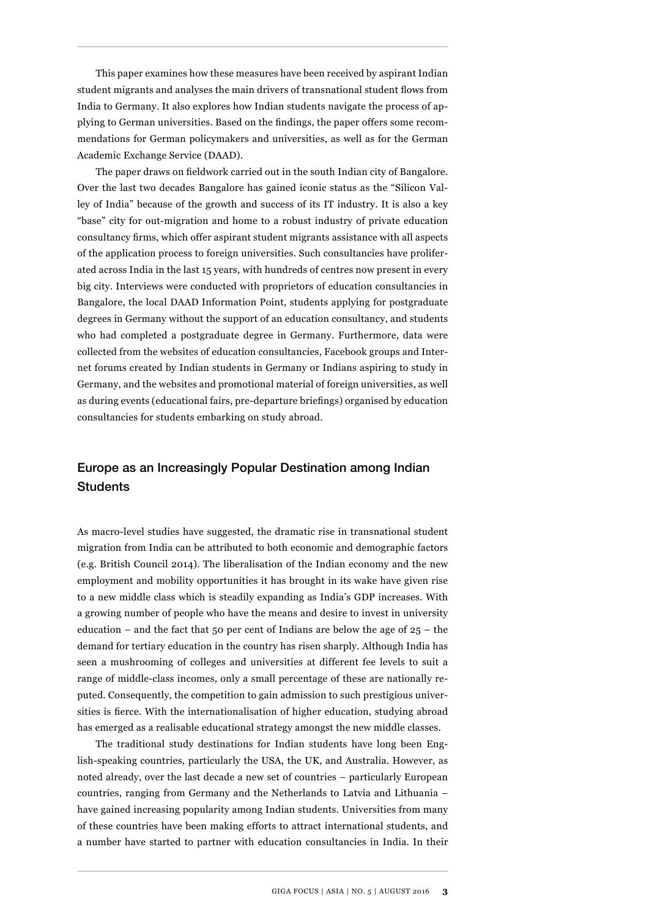This paper examines how these measures have been received by aspirant Indian student migrants and analyses the main drivers of transnational student flows from India to Germany. It also explores how Indian students navigate the process of applying to German universities. Based on the findings, the paper offers some recommendations for German policymakers and universities, as well as for the German Academic Exchange Service (DAAD).

The paper draws on fieldwork carried out in the south Indian city of Bangalore. Over the last two decades Bangalore has gained iconic status as the "Silicon Valley of India" because of the growth and success of its IT industry. It is also a key "base" city for out-migration and home to a robust industry of private education consultancy firms, which offer aspirant student migrants assistance with all aspects of the application process to foreign universities. Such consultancies have proliferated across India in the last 15 years, with hundreds of centres now present in every big city. Interviews were conducted with proprietors of education consultancies in Bangalore, the local DAAD Information Point, students applying for postgraduate degrees in Germany without the support of an education consultancy, and students who had completed a postgraduate degree in Germany. Furthermore, data were collected from the websites of education consultancies, Facebook groups and Internet forums created by Indian students in Germany or Indians aspiring to study in Germany, and the websites and promotional material of foreign universities, as well as during events (educational fairs, pre-departure briefings) organised by education consultancies for students embarking on study abroad.

## Europe as an Increasingly Popular Destination among Indian Students

As macro-level studies have suggested, the dramatic rise in transnational student migration from India can be attributed to both economic and demographic factors (e.g. British Council 2014). The liberalisation of the Indian economy and the new employment and mobility opportunities it has brought in its wake have given rise to a new middle class which is steadily expanding as India's GDP increases. With a growing number of people who have the means and desire to invest in university education – and the fact that 50 per cent of Indians are below the age of 25 – the demand for tertiary education in the country has risen sharply. Although India has seen a mushrooming of colleges and universities at different fee levels to suit a range of middle-class incomes, only a small percentage of these are nationally reputed. Consequently, the competition to gain admission to such prestigious universities is fierce. With the internationalisation of higher education, studying abroad has emerged as a realisable educational strategy amongst the new middle classes.

The traditional study destinations for Indian students have long been English-speaking countries, particularly the USA, the UK, and Australia. However, as noted already, over the last decade a new set of countries – particularly European countries, ranging from Germany and the Netherlands to Latvia and Lithuania – have gained increasing popularity among Indian students. Universities from many of these countries have been making efforts to attract international students, and a number have started to partner with education consultancies in India. In their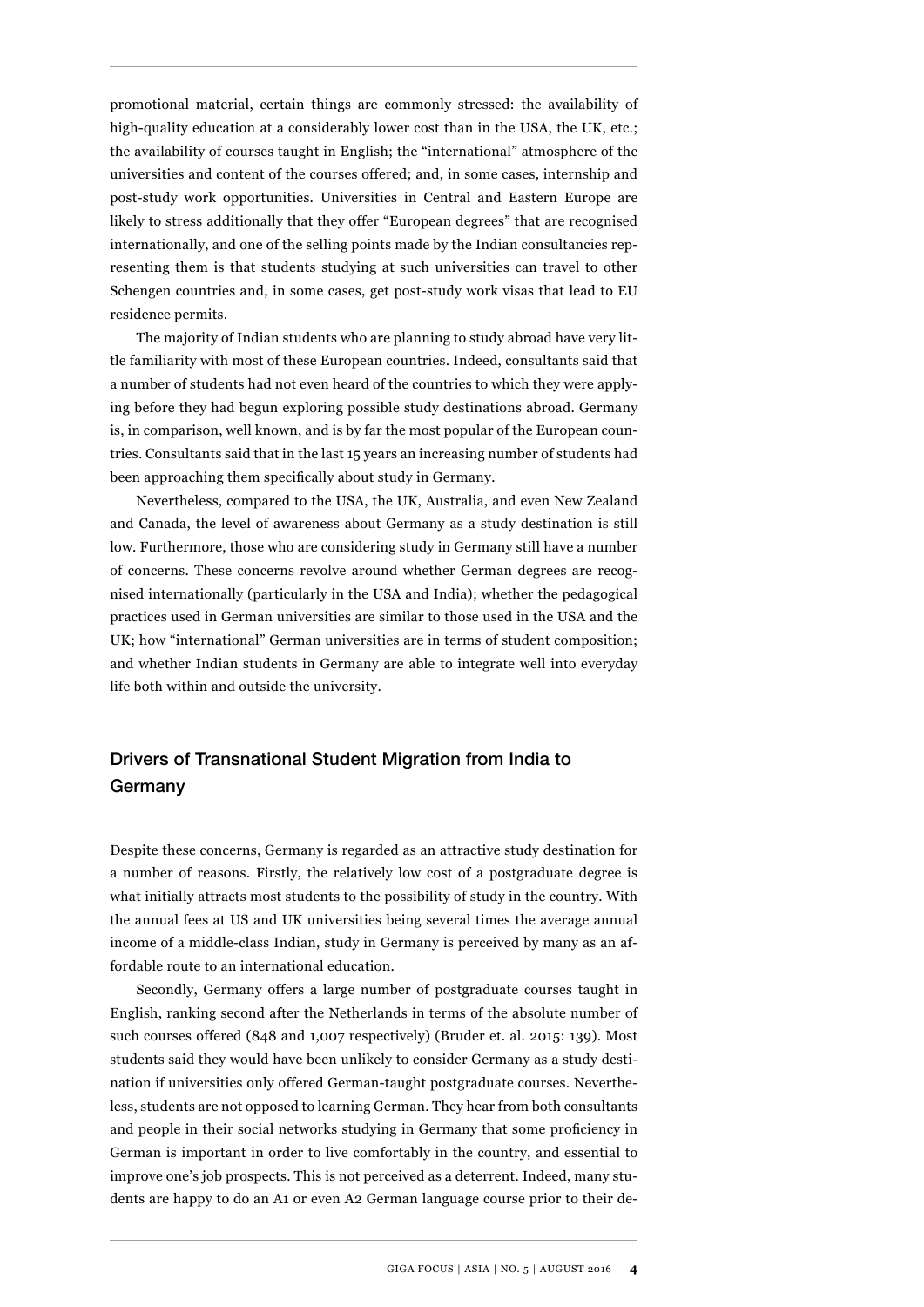promotional material, certain things are commonly stressed: the availability of high-quality education at a considerably lower cost than in the USA, the UK, etc.; the availability of courses taught in English; the "international" atmosphere of the universities and content of the courses offered; and, in some cases, internship and post-study work opportunities. Universities in Central and Eastern Europe are likely to stress additionally that they offer "European degrees" that are recognised internationally, and one of the selling points made by the Indian consultancies representing them is that students studying at such universities can travel to other Schengen countries and, in some cases, get post-study work visas that lead to EU residence permits.

The majority of Indian students who are planning to study abroad have very little familiarity with most of these European countries. Indeed, consultants said that a number of students had not even heard of the countries to which they were applying before they had begun exploring possible study destinations abroad. Germany is, in comparison, well known, and is by far the most popular of the European countries. Consultants said that in the last 15 years an increasing number of students had been approaching them specifically about study in Germany.

Nevertheless, compared to the USA, the UK, Australia, and even New Zealand and Canada, the level of awareness about Germany as a study destination is still low. Furthermore, those who are considering study in Germany still have a number of concerns. These concerns revolve around whether German degrees are recognised internationally (particularly in the USA and India); whether the pedagogical practices used in German universities are similar to those used in the USA and the UK; how "international" German universities are in terms of student composition; and whether Indian students in Germany are able to integrate well into everyday life both within and outside the university.

## Drivers of Transnational Student Migration from India to Germany

Despite these concerns, Germany is regarded as an attractive study destination for a number of reasons. Firstly, the relatively low cost of a postgraduate degree is what initially attracts most students to the possibility of study in the country. With the annual fees at US and UK universities being several times the average annual income of a middle-class Indian, study in Germany is perceived by many as an affordable route to an international education.

Secondly, Germany offers a large number of postgraduate courses taught in English, ranking second after the Netherlands in terms of the absolute number of such courses offered (848 and 1,007 respectively) (Bruder et. al. 2015: 139). Most students said they would have been unlikely to consider Germany as a study destination if universities only offered German-taught postgraduate courses. Nevertheless, students are not opposed to learning German. They hear from both consultants and people in their social networks studying in Germany that some proficiency in German is important in order to live comfortably in the country, and essential to improve one's job prospects. This is not perceived as a deterrent. Indeed, many students are happy to do an A1 or even A2 German language course prior to their de-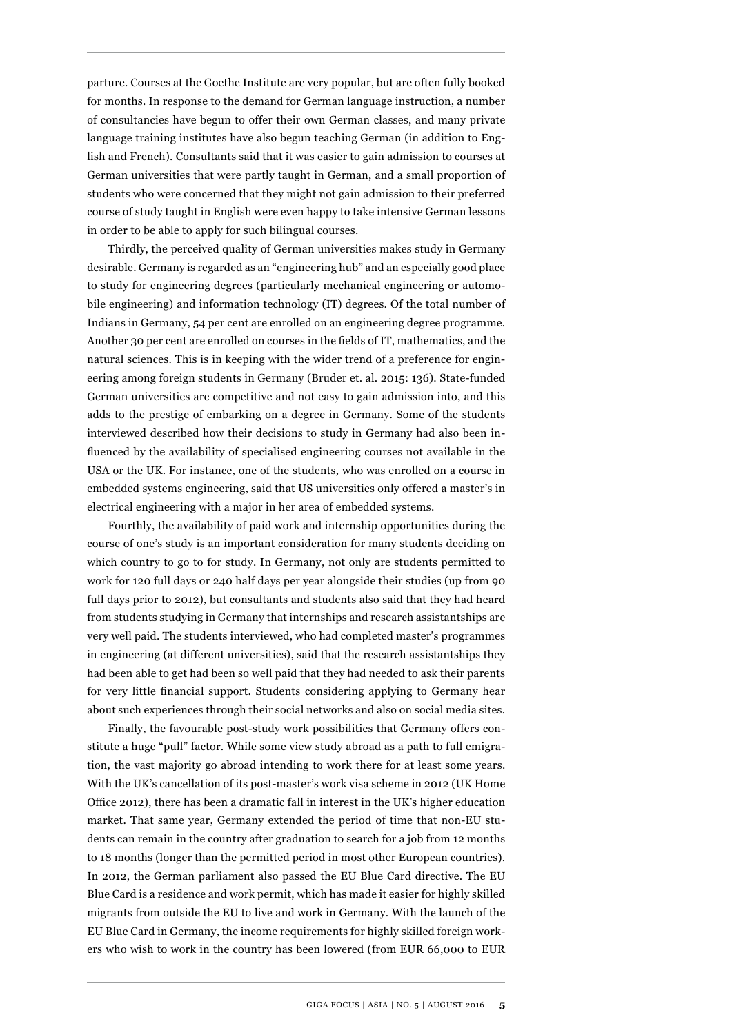parture. Courses at the Goethe Institute are very popular, but are often fully booked for months. In response to the demand for German language instruction, a number of consultancies have begun to offer their own German classes, and many private language training institutes have also begun teaching German (in addition to English and French). Consultants said that it was easier to gain admission to courses at German universities that were partly taught in German, and a small proportion of students who were concerned that they might not gain admission to their preferred course of study taught in English were even happy to take intensive German lessons in order to be able to apply for such bilingual courses.

Thirdly, the perceived quality of German universities makes study in Germany desirable. Germany is regarded as an "engineering hub" and an especially good place to study for engineering degrees (particularly mechanical engineering or automobile engineering) and information technology (IT) degrees. Of the total number of Indians in Germany, 54 per cent are enrolled on an engineering degree programme. Another 30 per cent are enrolled on courses in the fields of IT, mathematics, and the natural sciences. This is in keeping with the wider trend of a preference for engineering among foreign students in Germany (Bruder et. al. 2015: 136). State-funded German universities are competitive and not easy to gain admission into, and this adds to the prestige of embarking on a degree in Germany. Some of the students interviewed described how their decisions to study in Germany had also been influenced by the availability of specialised engineering courses not available in the USA or the UK. For instance, one of the students, who was enrolled on a course in embedded systems engineering, said that US universities only offered a master's in electrical engineering with a major in her area of embedded systems.

Fourthly, the availability of paid work and internship opportunities during the course of one's study is an important consideration for many students deciding on which country to go to for study. In Germany, not only are students permitted to work for 120 full days or 240 half days per year alongside their studies (up from 90 full days prior to 2012), but consultants and students also said that they had heard from students studying in Germany that internships and research assistantships are very well paid. The students interviewed, who had completed master's programmes in engineering (at different universities), said that the research assistantships they had been able to get had been so well paid that they had needed to ask their parents for very little financial support. Students considering applying to Germany hear about such experiences through their social networks and also on social media sites.

Finally, the favourable post-study work possibilities that Germany offers constitute a huge "pull" factor. While some view study abroad as a path to full emigration, the vast majority go abroad intending to work there for at least some years. With the UK's cancellation of its post-master's work visa scheme in 2012 (UK Home Office 2012), there has been a dramatic fall in interest in the UK's higher education market. That same year, Germany extended the period of time that non-EU students can remain in the country after graduation to search for a job from 12 months to 18 months (longer than the permitted period in most other European countries). In 2012, the German parliament also passed the EU Blue Card directive. The EU Blue Card is a residence and work permit, which has made it easier for highly skilled migrants from outside the EU to live and work in Germany. With the launch of the EU Blue Card in Germany, the income requirements for highly skilled foreign workers who wish to work in the country has been lowered (from EUR 66,000 to EUR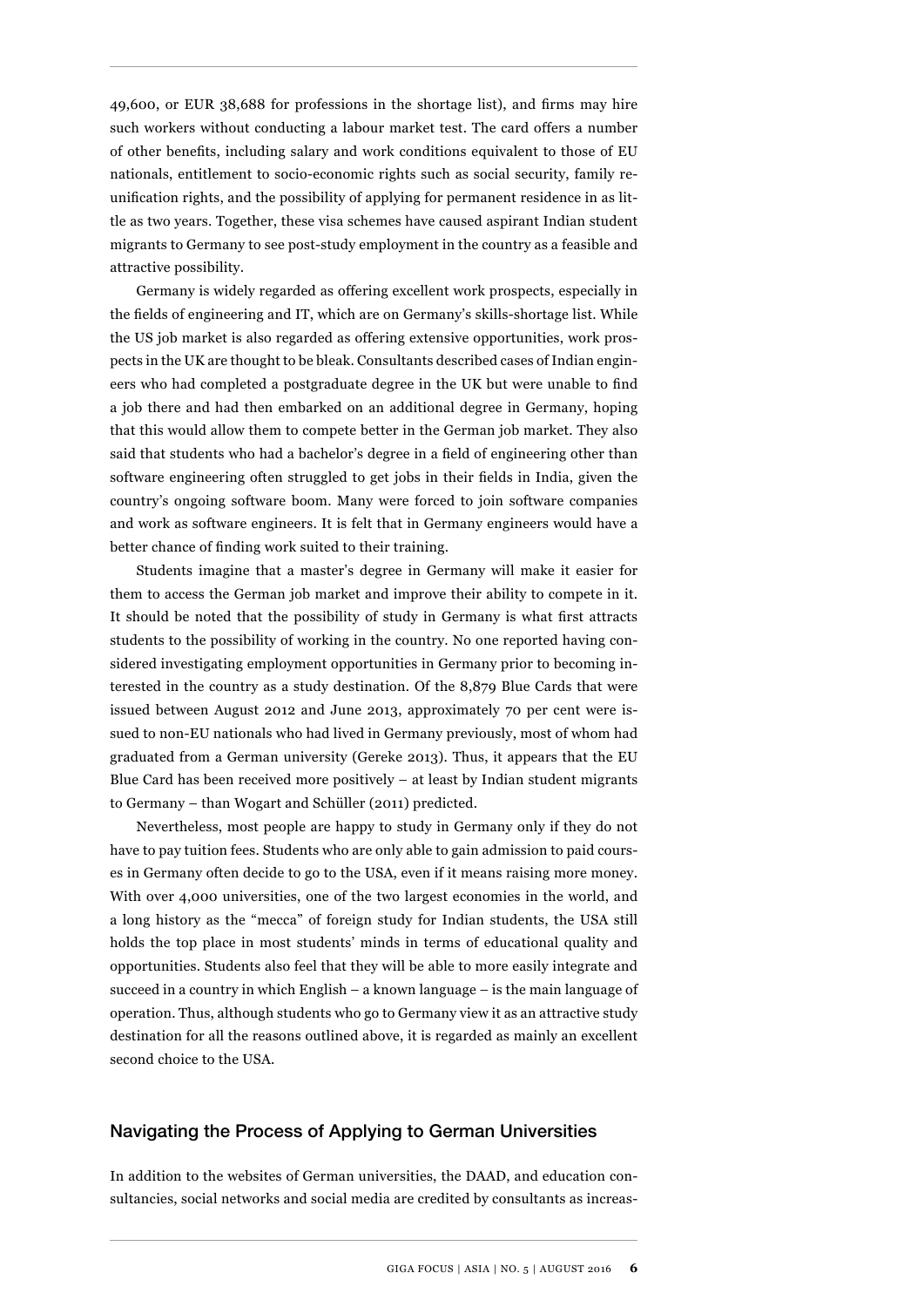49,600, or EUR 38,688 for professions in the shortage list), and firms may hire such workers without conducting a labour market test. The card offers a number of other benefits, including salary and work conditions equivalent to those of EU nationals, entitlement to socio-economic rights such as social security, family reunification rights, and the possibility of applying for permanent residence in as little as two years. Together, these visa schemes have caused aspirant Indian student migrants to Germany to see post-study employment in the country as a feasible and attractive possibility.

Germany is widely regarded as offering excellent work prospects, especially in the fields of engineering and IT, which are on Germany's skills-shortage list. While the US job market is also regarded as offering extensive opportunities, work prospects in the UK are thought to be bleak. Consultants described cases of Indian engineers who had completed a postgraduate degree in the UK but were unable to find a job there and had then embarked on an additional degree in Germany, hoping that this would allow them to compete better in the German job market. They also said that students who had a bachelor's degree in a field of engineering other than software engineering often struggled to get jobs in their fields in India, given the country's ongoing software boom. Many were forced to join software companies and work as software engineers. It is felt that in Germany engineers would have a better chance of finding work suited to their training.

Students imagine that a master's degree in Germany will make it easier for them to access the German job market and improve their ability to compete in it. It should be noted that the possibility of study in Germany is what first attracts students to the possibility of working in the country. No one reported having considered investigating employment opportunities in Germany prior to becoming interested in the country as a study destination. Of the 8,879 Blue Cards that were issued between August 2012 and June 2013, approximately 70 per cent were issued to non-EU nationals who had lived in Germany previously, most of whom had graduated from a German university (Gereke 2013). Thus, it appears that the EU Blue Card has been received more positively – at least by Indian student migrants to Germany – than Wogart and Schüller (2011) predicted.

Nevertheless, most people are happy to study in Germany only if they do not have to pay tuition fees. Students who are only able to gain admission to paid courses in Germany often decide to go to the USA, even if it means raising more money. With over 4,000 universities, one of the two largest economies in the world, and a long history as the "mecca" of foreign study for Indian students, the USA still holds the top place in most students' minds in terms of educational quality and opportunities. Students also feel that they will be able to more easily integrate and succeed in a country in which English – a known language – is the main language of operation. Thus, although students who go to Germany view it as an attractive study destination for all the reasons outlined above, it is regarded as mainly an excellent second choice to the USA.

## Navigating the Process of Applying to German Universities

In addition to the websites of German universities, the DAAD, and education consultancies, social networks and social media are credited by consultants as increas-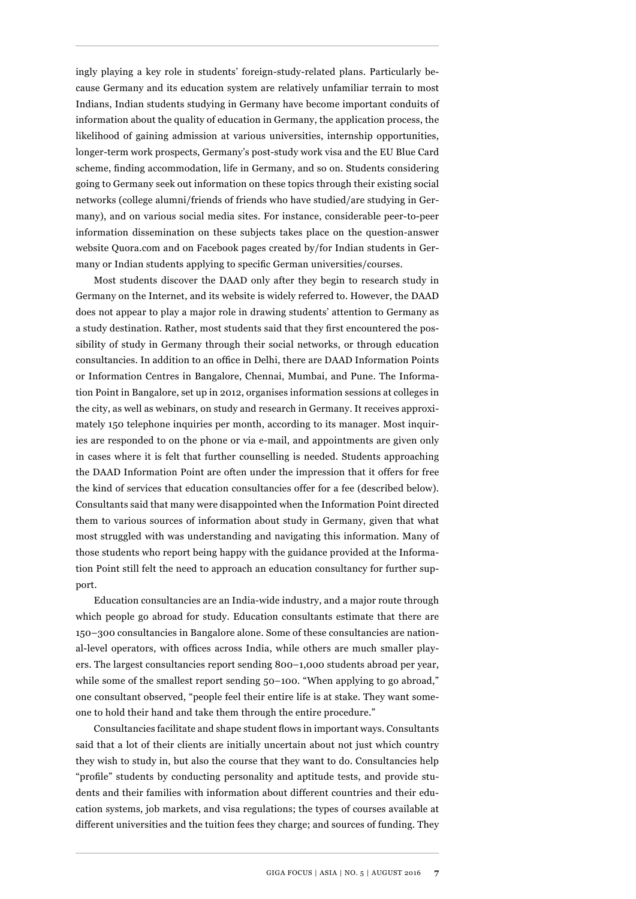ingly playing a key role in students' foreign-study-related plans. Particularly because Germany and its education system are relatively unfamiliar terrain to most Indians, Indian students studying in Germany have become important conduits of information about the quality of education in Germany, the application process, the likelihood of gaining admission at various universities, internship opportunities, longer-term work prospects, Germany's post-study work visa and the EU Blue Card scheme, finding accommodation, life in Germany, and so on. Students considering going to Germany seek out information on these topics through their existing social networks (college alumni/friends of friends who have studied/are studying in Germany), and on various social media sites. For instance, considerable peer-to-peer information dissemination on these subjects takes place on the question-answer website Quora.com and on Facebook pages created by/for Indian students in Germany or Indian students applying to specific German universities/courses.

Most students discover the DAAD only after they begin to research study in Germany on the Internet, and its website is widely referred to. However, the DAAD does not appear to play a major role in drawing students' attention to Germany as a study destination. Rather, most students said that they first encountered the possibility of study in Germany through their social networks, or through education consultancies. In addition to an office in Delhi, there are DAAD Information Points or Information Centres in Bangalore, Chennai, Mumbai, and Pune. The Information Point in Bangalore, set up in 2012, organises information sessions at colleges in the city, as well as webinars, on study and research in Germany. It receives approximately 150 telephone inquiries per month, according to its manager. Most inquiries are responded to on the phone or via e-mail, and appointments are given only in cases where it is felt that further counselling is needed. Students approaching the DAAD Information Point are often under the impression that it offers for free the kind of services that education consultancies offer for a fee (described below). Consultants said that many were disappointed when the Information Point directed them to various sources of information about study in Germany, given that what most struggled with was understanding and navigating this information. Many of those students who report being happy with the guidance provided at the Information Point still felt the need to approach an education consultancy for further support.

Education consultancies are an India-wide industry, and a major route through which people go abroad for study. Education consultants estimate that there are 150–300 consultancies in Bangalore alone. Some of these consultancies are national-level operators, with offices across India, while others are much smaller players. The largest consultancies report sending 800–1,000 students abroad per year, while some of the smallest report sending 50–100. "When applying to go abroad," one consultant observed, "people feel their entire life is at stake. They want someone to hold their hand and take them through the entire procedure."

Consultancies facilitate and shape student flows in important ways. Consultants said that a lot of their clients are initially uncertain about not just which country they wish to study in, but also the course that they want to do. Consultancies help "profile" students by conducting personality and aptitude tests, and provide students and their families with information about different countries and their education systems, job markets, and visa regulations; the types of courses available at different universities and the tuition fees they charge; and sources of funding. They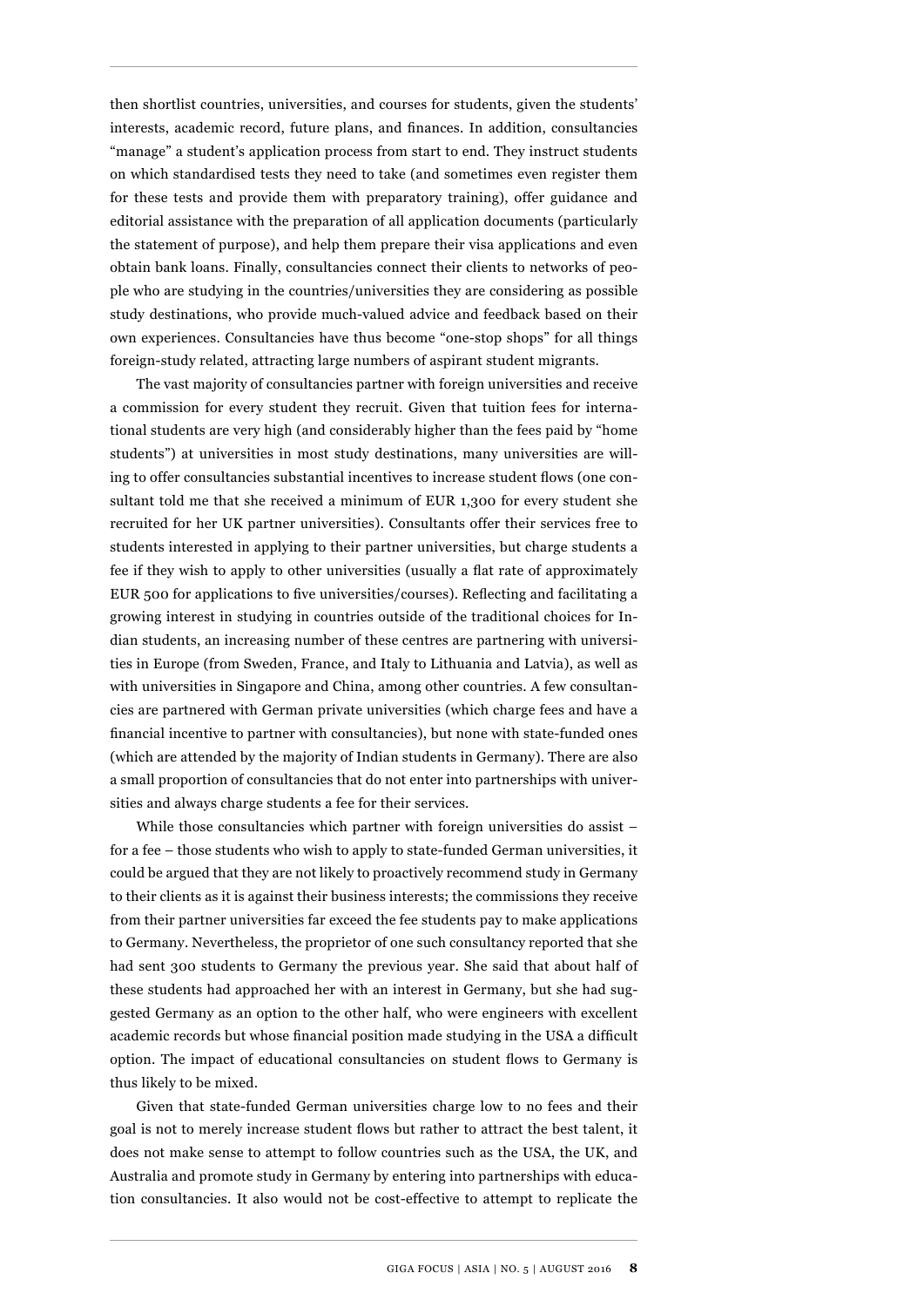then shortlist countries, universities, and courses for students, given the students' interests, academic record, future plans, and finances. In addition, consultancies "manage" a student's application process from start to end. They instruct students on which standardised tests they need to take (and sometimes even register them for these tests and provide them with preparatory training), offer guidance and editorial assistance with the preparation of all application documents (particularly the statement of purpose), and help them prepare their visa applications and even obtain bank loans. Finally, consultancies connect their clients to networks of people who are studying in the countries/universities they are considering as possible study destinations, who provide much-valued advice and feedback based on their own experiences. Consultancies have thus become "one-stop shops" for all things foreign-study related, attracting large numbers of aspirant student migrants.

The vast majority of consultancies partner with foreign universities and receive a commission for every student they recruit. Given that tuition fees for international students are very high (and considerably higher than the fees paid by "home students") at universities in most study destinations, many universities are willing to offer consultancies substantial incentives to increase student flows (one consultant told me that she received a minimum of EUR 1,300 for every student she recruited for her UK partner universities). Consultants offer their services free to students interested in applying to their partner universities, but charge students a fee if they wish to apply to other universities (usually a flat rate of approximately EUR 500 for applications to five universities/courses). Reflecting and facilitating a growing interest in studying in countries outside of the traditional choices for Indian students, an increasing number of these centres are partnering with universities in Europe (from Sweden, France, and Italy to Lithuania and Latvia), as well as with universities in Singapore and China, among other countries. A few consultancies are partnered with German private universities (which charge fees and have a financial incentive to partner with consultancies), but none with state-funded ones (which are attended by the majority of Indian students in Germany). There are also a small proportion of consultancies that do not enter into partnerships with universities and always charge students a fee for their services.

While those consultancies which partner with foreign universities do assist – for a fee – those students who wish to apply to state-funded German universities, it could be argued that they are not likely to proactively recommend study in Germany to their clients as it is against their business interests; the commissions they receive from their partner universities far exceed the fee students pay to make applications to Germany. Nevertheless, the proprietor of one such consultancy reported that she had sent 300 students to Germany the previous year. She said that about half of these students had approached her with an interest in Germany, but she had suggested Germany as an option to the other half, who were engineers with excellent academic records but whose financial position made studying in the USA a difficult option. The impact of educational consultancies on student flows to Germany is thus likely to be mixed.

Given that state-funded German universities charge low to no fees and their goal is not to merely increase student flows but rather to attract the best talent, it does not make sense to attempt to follow countries such as the USA, the UK, and Australia and promote study in Germany by entering into partnerships with education consultancies. It also would not be cost-effective to attempt to replicate the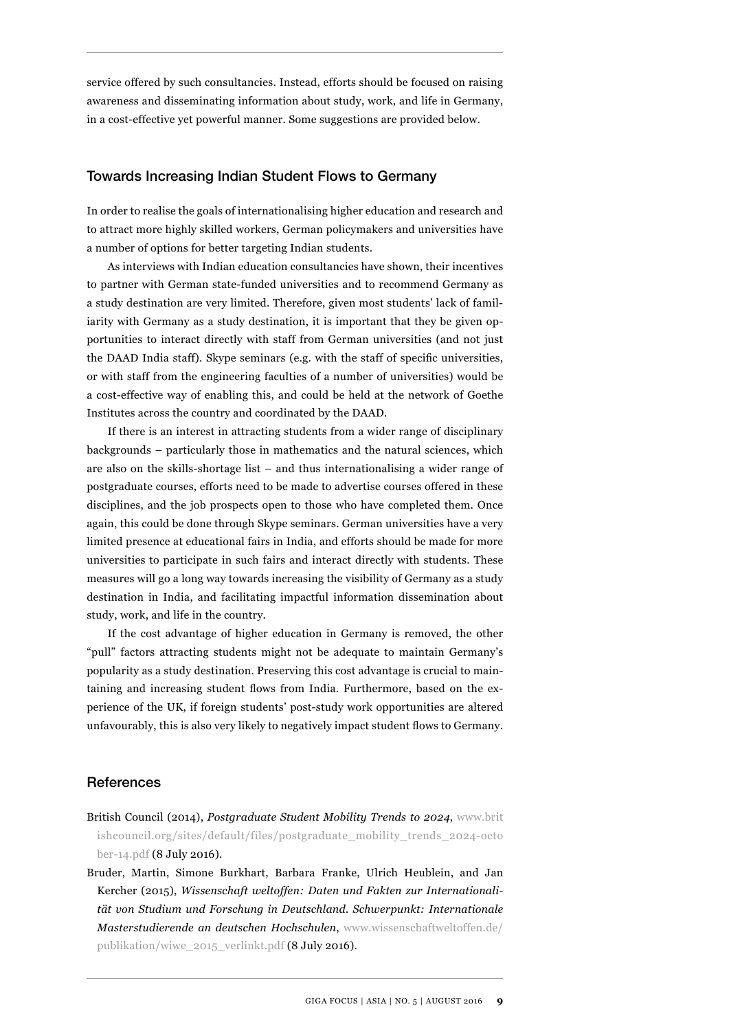service offered by such consultancies. Instead, efforts should be focused on raising awareness and disseminating information about study, work, and life in Germany, in a cost-effective yet powerful manner. Some suggestions are provided below.

## Towards Increasing Indian Student Flows to Germany

In order to realise the goals of internationalising higher education and research and to attract more highly skilled workers, German policymakers and universities have a number of options for better targeting Indian students.

As interviews with Indian education consultancies have shown, their incentives to partner with German state-funded universities and to recommend Germany as a study destination are very limited. Therefore, given most students' lack of familiarity with Germany as a study destination, it is important that they be given opportunities to interact directly with staff from German universities (and not just the DAAD India staff). Skype seminars (e.g. with the staff of specific universities, or with staff from the engineering faculties of a number of universities) would be a cost-effective way of enabling this, and could be held at the network of Goethe Institutes across the country and coordinated by the DAAD.

If there is an interest in attracting students from a wider range of disciplinary backgrounds – particularly those in mathematics and the natural sciences, which are also on the skills-shortage list – and thus internationalising a wider range of postgraduate courses, efforts need to be made to advertise courses offered in these disciplines, and the job prospects open to those who have completed them. Once again, this could be done through Skype seminars. German universities have a very limited presence at educational fairs in India, and efforts should be made for more universities to participate in such fairs and interact directly with students. These measures will go a long way towards increasing the visibility of Germany as a study destination in India, and facilitating impactful information dissemination about study, work, and life in the country.

If the cost advantage of higher education in Germany is removed, the other "pull" factors attracting students might not be adequate to maintain Germany's popularity as a study destination. Preserving this cost advantage is crucial to maintaining and increasing student flows from India. Furthermore, based on the experience of the UK, if foreign students' post-study work opportunities are altered unfavourably, this is also very likely to negatively impact student flows to Germany.

## References

British Council (2014), *Postgraduate Student Mobility Trends to 2024*, www.britishcouncil.org/sites/default/files/postgraduate_mobility_trends_2024-october-14.pdf (8 July 2016).

Bruder, Martin, Simone Burkhart, Barbara Franke, Ulrich Heublein, and Jan Kercher (2015), *Wissenschaft weltoffen: Daten und Fakten zur Internationalität von Studium und Forschung in Deutschland. Schwerpunkt: Internationale Masterstudierende an deutschen Hochschulen*, www.wissenschaftweltoffen.de/publikation/wiwe_2015_verlinkt.pdf (8 July 2016).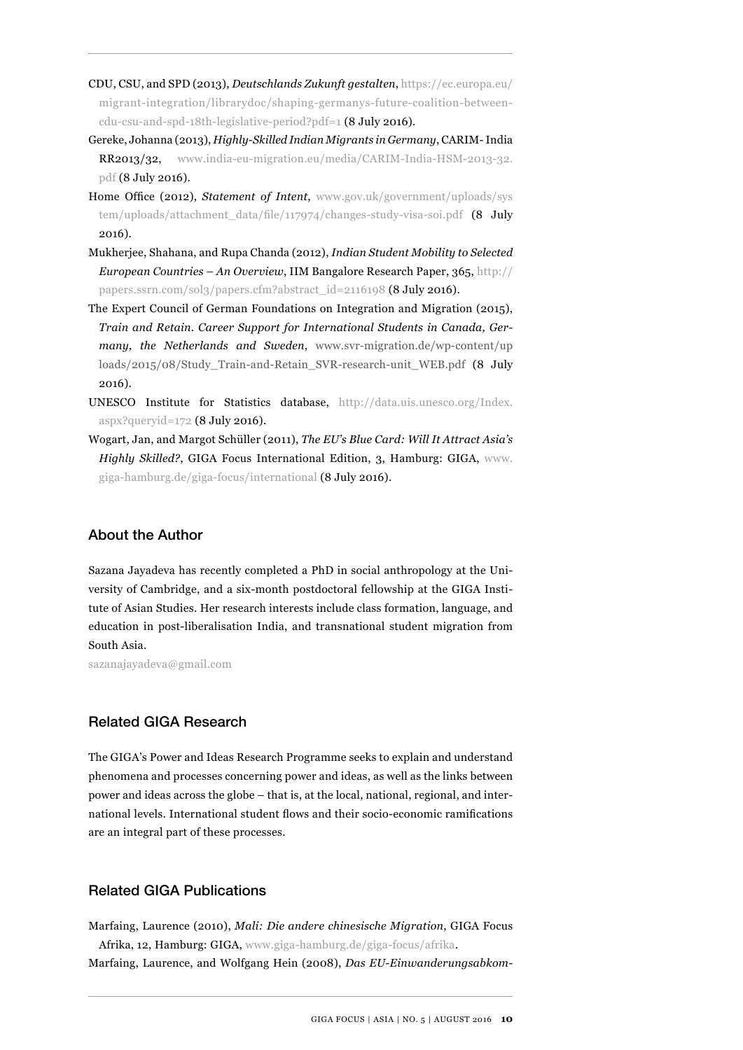CDU, CSU, and SPD (2013), *Deutschlands Zukunft gestalten*, https://ec.europa.eu/migrant-integration/librarydoc/shaping-germanys-future-coalition-between-cdu-csu-and-spd-18th-legislative-period?pdf=1 (8 July 2016).

Gereke, Johanna (2013), *Highly-Skilled Indian Migrants in Germany*, CARIM- India RR2013/32, www.india-eu-migration.eu/media/CARIM-India-HSM-2013-32.pdf (8 July 2016).

Home Office (2012), *Statement of Intent*, www.gov.uk/government/uploads/system/uploads/attachment_data/file/117974/changes-study-visa-soi.pdf (8 July 2016).

Mukherjee, Shahana, and Rupa Chanda (2012), *Indian Student Mobility to Selected European Countries – An Overview*, IIM Bangalore Research Paper, 365, http://papers.ssrn.com/sol3/papers.cfm?abstract_id=2116198 (8 July 2016).

The Expert Council of German Foundations on Integration and Migration (2015), *Train and Retain. Career Support for International Students in Canada, Germany, the Netherlands and Sweden*, www.svr-migration.de/wp-content/uploads/2015/08/Study_Train-and-Retain_SVR-research-unit_WEB.pdf (8 July 2016).

UNESCO Institute for Statistics database, http://data.uis.unesco.org/Index.aspx?queryid=172 (8 July 2016).

Wogart, Jan, and Margot Schüller (2011), *The EU's Blue Card: Will It Attract Asia's Highly Skilled?*, GIGA Focus International Edition, 3, Hamburg: GIGA, www.giga-hamburg.de/giga-focus/international (8 July 2016).

## About the Author

Sazana Jayadeva has recently completed a PhD in social anthropology at the University of Cambridge, and a six-month postdoctoral fellowship at the GIGA Institute of Asian Studies. Her research interests include class formation, language, and education in post-liberalisation India, and transnational student migration from South Asia.

sazanajayadeva@gmail.com

## Related GIGA Research

The GIGA's Power and Ideas Research Programme seeks to explain and understand phenomena and processes concerning power and ideas, as well as the links between power and ideas across the globe – that is, at the local, national, regional, and international levels. International student flows and their socio-economic ramifications are an integral part of these processes.

## Related GIGA Publications

Marfaing, Laurence (2010), *Mali: Die andere chinesische Migration*, GIGA Focus Afrika, 12, Hamburg: GIGA, www.giga-hamburg.de/giga-focus/afrika.

Marfaing, Laurence, and Wolfgang Hein (2008), *Das EU-Einwanderungsabkom-*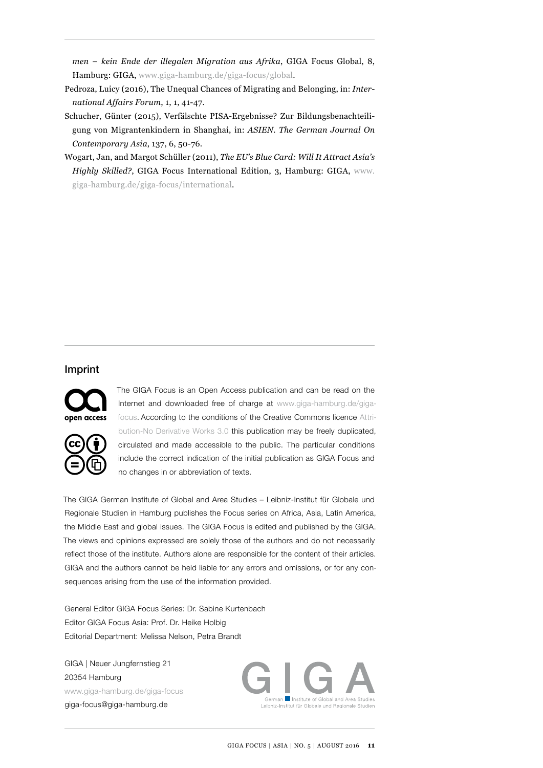*men – kein Ende der illegalen Migration aus Afrika*, GIGA Focus Global, 8, Hamburg: GIGA, www.giga-hamburg.de/giga-focus/global.

Pedroza, Luicy (2016), The Unequal Chances of Migrating and Belonging, in: *International Affairs Forum*, 1, 1, 41-47.

Schucher, Günter (2015), Verfälschte PISA-Ergebnisse? Zur Bildungsbenachteiligung von Migrantenkindern in Shanghai, in: *ASIEN. The German Journal On Contemporary Asia*, 137, 6, 50-76.

Wogart, Jan, and Margot Schüller (2011), *The EU's Blue Card: Will It Attract Asia's Highly Skilled?*, GIGA Focus International Edition, 3, Hamburg: GIGA, www.giga-hamburg.de/giga-focus/international.

## Imprint

The GIGA Focus is an Open Access publication and can be read on the Internet and downloaded free of charge at www.giga-hamburg.de/giga-focus. According to the conditions of the Creative Commons licence Attribution-No Derivative Works 3.0 this publication may be freely duplicated, circulated and made accessible to the public. The particular conditions include the correct indication of the initial publication as GIGA Focus and no changes in or abbreviation of texts.

The GIGA German Institute of Global and Area Studies – Leibniz-Institut für Globale und Regionale Studien in Hamburg publishes the Focus series on Africa, Asia, Latin America, the Middle East and global issues. The GIGA Focus is edited and published by the GIGA. The views and opinions expressed are solely those of the authors and do not necessarily reflect those of the institute. Authors alone are responsible for the content of their articles. GIGA and the authors cannot be held liable for any errors and omissions, or for any consequences arising from the use of the information provided.

General Editor GIGA Focus Series: Dr. Sabine Kurtenbach
Editor GIGA Focus Asia: Prof. Dr. Heike Holbig
Editorial Department: Melissa Nelson, Petra Brandt

GIGA | Neuer Jungfernstieg 21
20354 Hamburg
www.giga-hamburg.de/giga-focus
giga-focus@giga-hamburg.de

GIGA
German Institute of Global and Area Studies
Leibniz-Institut für Globale und Regionale Studien